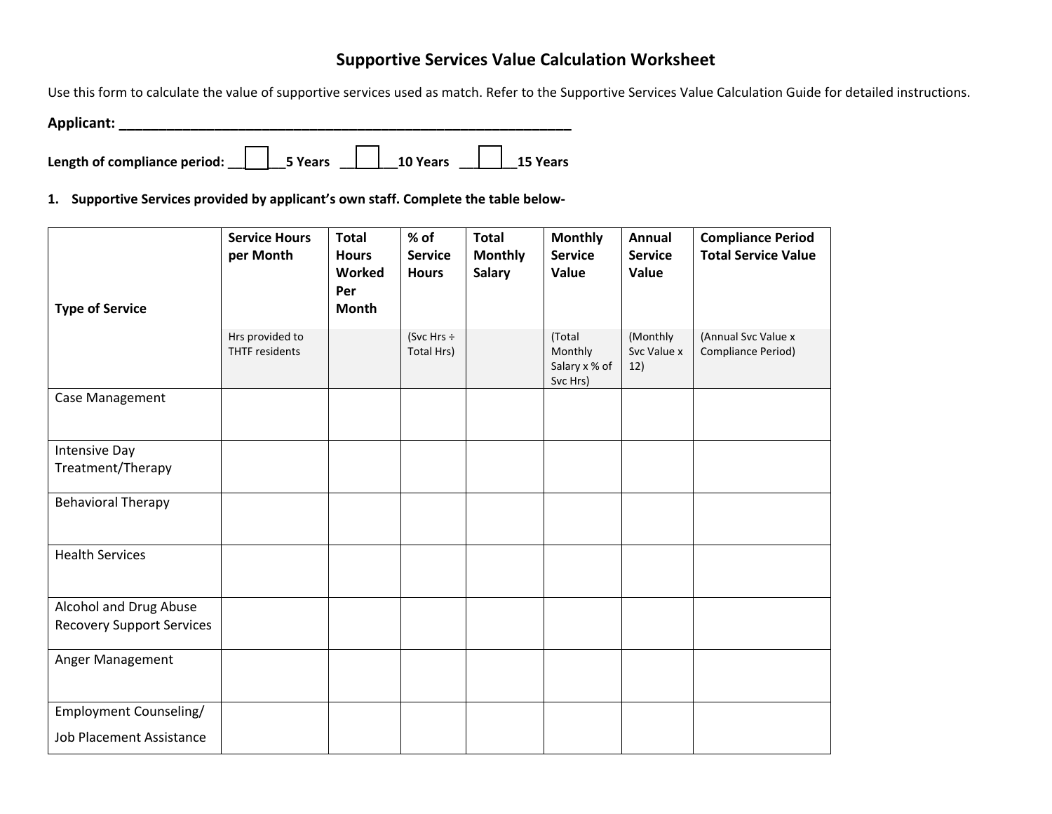# Supportive Services Value Calculation Worksheet

Use this form to calculate the value of supportive services used as match. Refer to the Supportive Services Value Calculation Guide for detailed instructions.

**Applicant: ______________________________________________________________**

**Length of compliance period: ☐ 5 Years ☐ 10 Years ☐ 15 Years**

1. **Supportive Services provided by applicant's own staff. Complete the table below-**

| Type of Service | Service Hours per Month | Total Hours Worked Per Month | % of Service Hours | Total Monthly Salary | Monthly Service Value | Annual Service Value | Compliance Period Total Service Value |
|---|---|---|---|---|---|---|---|
| | Hrs provided to THTF residents | | (Svc Hrs ÷ Total Hrs) | | (Total Monthly Salary x % of Svc Hrs) | (Monthly Svc Value x 12) | (Annual Svc Value x Compliance Period) |
| Case Management | | | | | | | |
| Intensive Day Treatment/Therapy | | | | | | | |
| Behavioral Therapy | | | | | | | |
| Health Services | | | | | | | |
| Alcohol and Drug Abuse Recovery Support Services | | | | | | | |
| Anger Management | | | | | | | |
| Employment Counseling/ Job Placement Assistance | | | | | | | |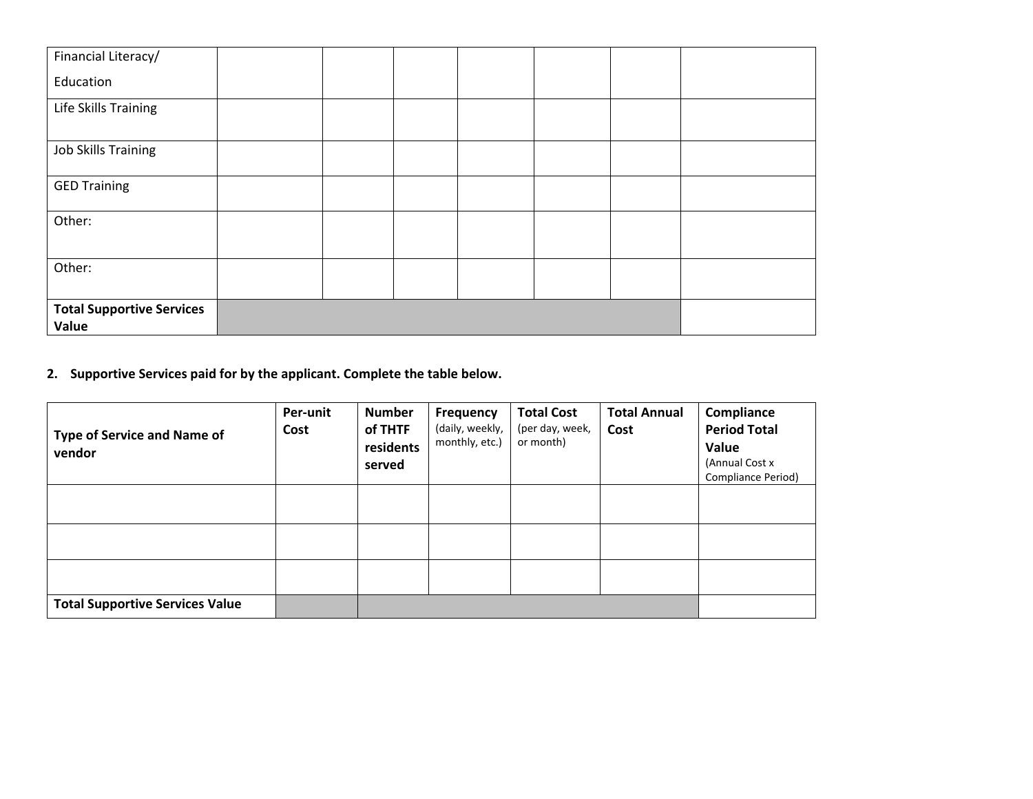| | | | | | | | |
|---|---|---|---|---|---|---|---|
| Financial Literacy/ Education | | | | | | | |
| Life Skills Training | | | | | | | |
| Job Skills Training | | | | | | | |
| GED Training | | | | | | | |
| Other: | | | | | | | |
| Other: | | | | | | | |
| **Total Supportive Services Value** | | | | | | | |

**2. Supportive Services paid for by the applicant. Complete the table below.**

| **Type of Service and Name of vendor** | **Per-unit Cost** | **Number of THTF residents served** | **Frequency** (daily, weekly, monthly, etc.) | **Total Cost** (per day, week, or month) | **Total Annual Cost** | **Compliance Period Total Value** (Annual Cost x Compliance Period) |
|---|---|---|---|---|---|---|
| | | | | | | |
| | | | | | | |
| | | | | | | |
| **Total Supportive Services Value** | | | | | | |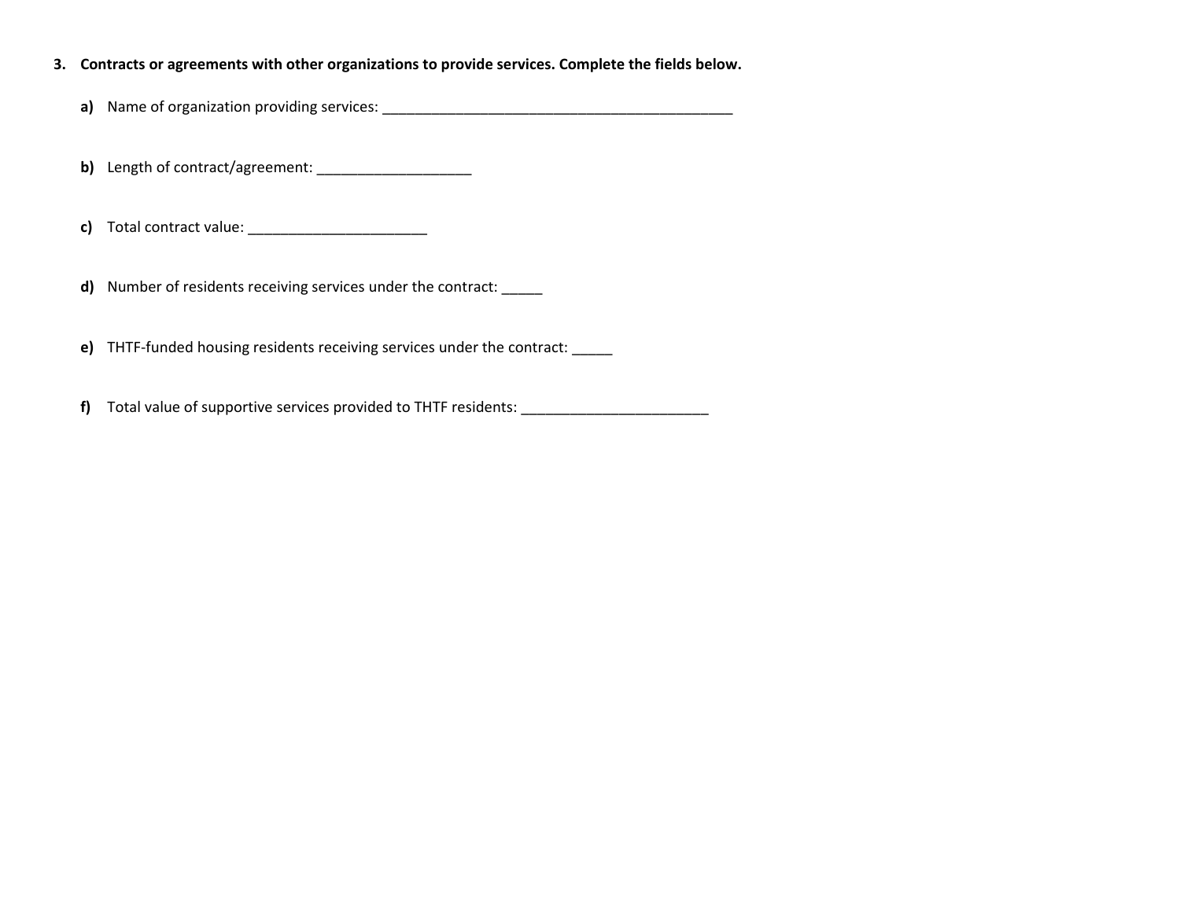3. **Contracts or agreements with other organizations to provide services. Complete the fields below.**

   **a)** Name of organization providing services: ______________________________________________

   **b)** Length of contract/agreement: ____________________

   **c)** Total contract value: _______________________

   **d)** Number of residents receiving services under the contract: _____

   **e)** THTF-funded housing residents receiving services under the contract: _____

   **f)** Total value of supportive services provided to THTF residents: ________________________